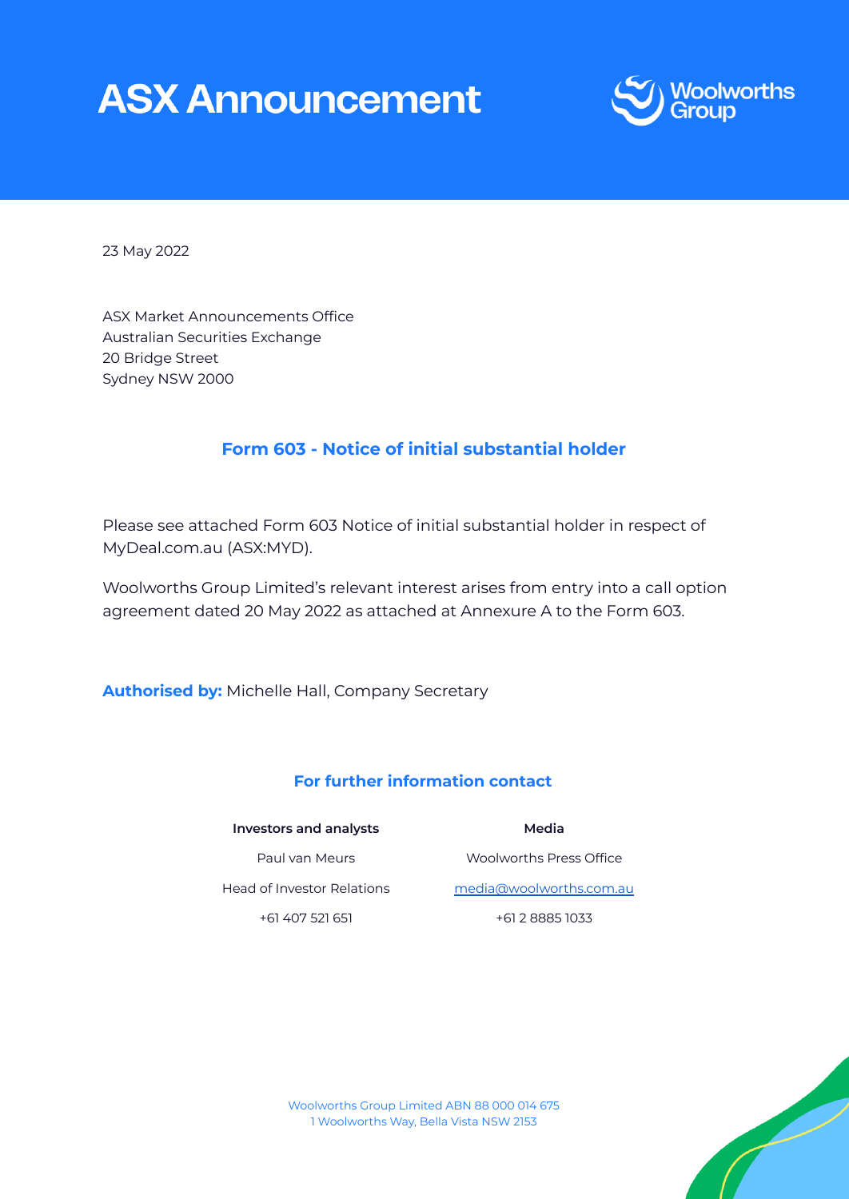# ASX Announcement

Woolworths Group

23 May 2022

ASX Market Announcements Office
Australian Securities Exchange
20 Bridge Street
Sydney NSW 2000

## Form 603 - Notice of initial substantial holder

Please see attached Form 603 Notice of initial substantial holder in respect of MyDeal.com.au (ASX:MYD).

Woolworths Group Limited's relevant interest arises from entry into a call option agreement dated 20 May 2022 as attached at Annexure A to the Form 603.

**Authorised by:** Michelle Hall, Company Secretary

### For further information contact

| Investors and analysts | Media |
|---|---|
| Paul van Meurs | Woolworths Press Office |
| Head of Investor Relations | media@woolworths.com.au |
| +61 407 521 651 | +61 2 8885 1033 |

Woolworths Group Limited ABN 88 000 014 675
1 Woolworths Way, Bella Vista NSW 2153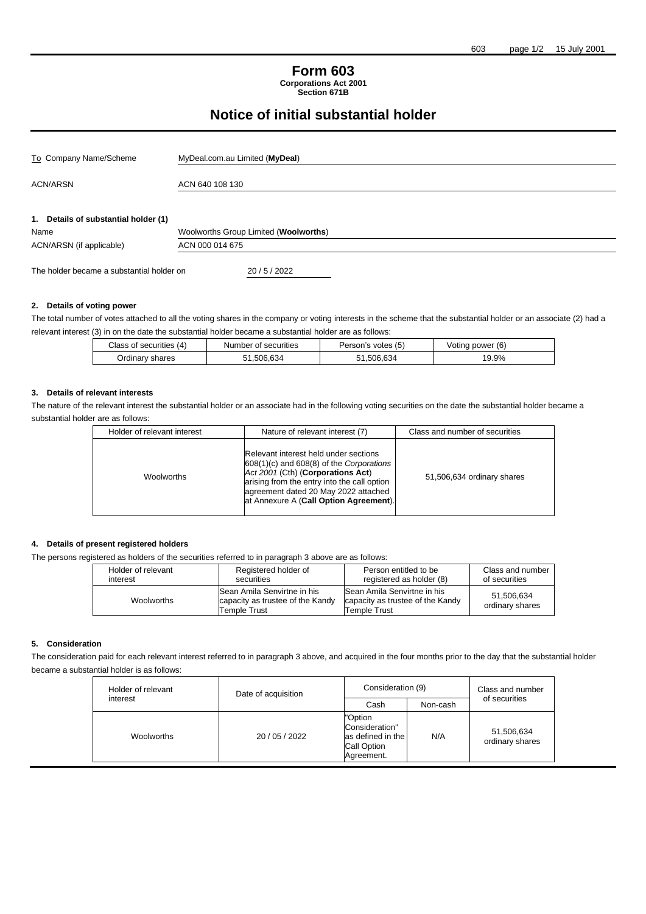# Form 603

**Corporations Act 2001**
**Section 671B**

## Notice of initial substantial holder

| | |
|---|---|
| To Company Name/Scheme | MyDeal.com.au Limited (**MyDeal**) |
| ACN/ARSN | ACN 640 108 130 |

### 1. Details of substantial holder (1)

| | |
|---|---|
| Name | Woolworths Group Limited (**Woolworths**) |
| ACN/ARSN (if applicable) | ACN 000 014 675 |

The holder became a substantial holder on 20 / 5 / 2022

### 2. Details of voting power

The total number of votes attached to all the voting shares in the company or voting interests in the scheme that the substantial holder or an associate (2) had a relevant interest (3) in on the date the substantial holder became a substantial holder are as follows:

| Class of securities (4) | Number of securities | Person's votes (5) | Voting power (6) |
|---|---|---|---|
| Ordinary shares | 51,506,634 | 51,506,634 | 19.9% |

### 3. Details of relevant interests

The nature of the relevant interest the substantial holder or an associate had in the following voting securities on the date the substantial holder became a substantial holder are as follows:

| Holder of relevant interest | Nature of relevant interest (7) | Class and number of securities |
|---|---|---|
| Woolworths | Relevant interest held under sections 608(1)(c) and 608(8) of the *Corporations Act 2001* (Cth) (**Corporations Act**) arising from the entry into the call option agreement dated 20 May 2022 attached at Annexure A (**Call Option Agreement**). | 51,506,634 ordinary shares |

### 4. Details of present registered holders

The persons registered as holders of the securities referred to in paragraph 3 above are as follows:

| Holder of relevant interest | Registered holder of securities | Person entitled to be registered as holder (8) | Class and number of securities |
|---|---|---|---|
| Woolworths | Sean Amila Senvirtne in his capacity as trustee of the Kandy Temple Trust | Sean Amila Senvirtne in his capacity as trustee of the Kandy Temple Trust | 51,506,634 ordinary shares |

### 5. Consideration

The consideration paid for each relevant interest referred to in paragraph 3 above, and acquired in the four months prior to the day that the substantial holder became a substantial holder is as follows:

| Holder of relevant interest | Date of acquisition | Consideration (9) | | Class and number of securities |
|---|---|---|---|---|
| | | Cash | Non-cash | |
| Woolworths | 20 / 05 / 2022 | "Option Consideration" as defined in the Call Option Agreement. | N/A | 51,506,634 ordinary shares |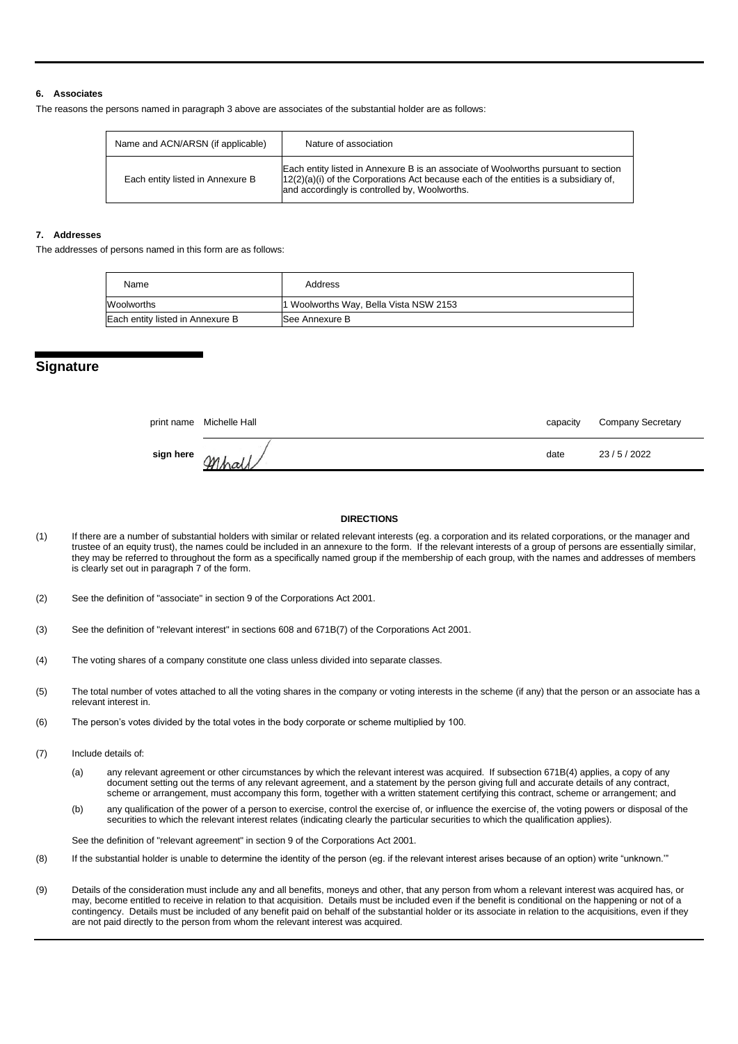### 6. Associates

The reasons the persons named in paragraph 3 above are associates of the substantial holder are as follows:

| Name and ACN/ARSN (if applicable) | Nature of association |
| --- | --- |
| Each entity listed in Annexure B | Each entity listed in Annexure B is an associate of Woolworths pursuant to section 12(2)(a)(i) of the Corporations Act because each of the entities is a subsidiary of, and accordingly is controlled by, Woolworths. |

### 7. Addresses

The addresses of persons named in this form are as follows:

| Name | Address |
| --- | --- |
| Woolworths | 1 Woolworths Way, Bella Vista NSW 2153 |
| Each entity listed in Annexure B | See Annexure B |

## Signature

| | | | |
| --- | --- | --- | --- |
| print name | Michelle Hall | capacity | Company Secretary |
| sign here | MHall | date | 23 / 5 / 2022 |

**DIRECTIONS**

(1) If there are a number of substantial holders with similar or related relevant interests (eg. a corporation and its related corporations, or the manager and trustee of an equity trust), the names could be included in an annexure to the form. If the relevant interests of a group of persons are essentially similar, they may be referred to throughout the form as a specifically named group if the membership of each group, with the names and addresses of members is clearly set out in paragraph 7 of the form.

(2) See the definition of "associate" in section 9 of the Corporations Act 2001.

(3) See the definition of "relevant interest" in sections 608 and 671B(7) of the Corporations Act 2001.

(4) The voting shares of a company constitute one class unless divided into separate classes.

(5) The total number of votes attached to all the voting shares in the company or voting interests in the scheme (if any) that the person or an associate has a relevant interest in.

(6) The person's votes divided by the total votes in the body corporate or scheme multiplied by 100.

(7) Include details of:

(a) any relevant agreement or other circumstances by which the relevant interest was acquired. If subsection 671B(4) applies, a copy of any document setting out the terms of any relevant agreement, and a statement by the person giving full and accurate details of any contract, scheme or arrangement, must accompany this form, together with a written statement certifying this contract, scheme or arrangement; and

(b) any qualification of the power of a person to exercise, control the exercise of, or influence the exercise of, the voting powers or disposal of the securities to which the relevant interest relates (indicating clearly the particular securities to which the qualification applies).

See the definition of "relevant agreement" in section 9 of the Corporations Act 2001.

(8) If the substantial holder is unable to determine the identity of the person (eg. if the relevant interest arises because of an option) write "unknown.'"

(9) Details of the consideration must include any and all benefits, moneys and other, that any person from whom a relevant interest was acquired has, or may, become entitled to receive in relation to that acquisition. Details must be included even if the benefit is conditional on the happening or not of a contingency. Details must be included of any benefit paid on behalf of the substantial holder or its associate in relation to the acquisitions, even if they are not paid directly to the person from whom the relevant interest was acquired.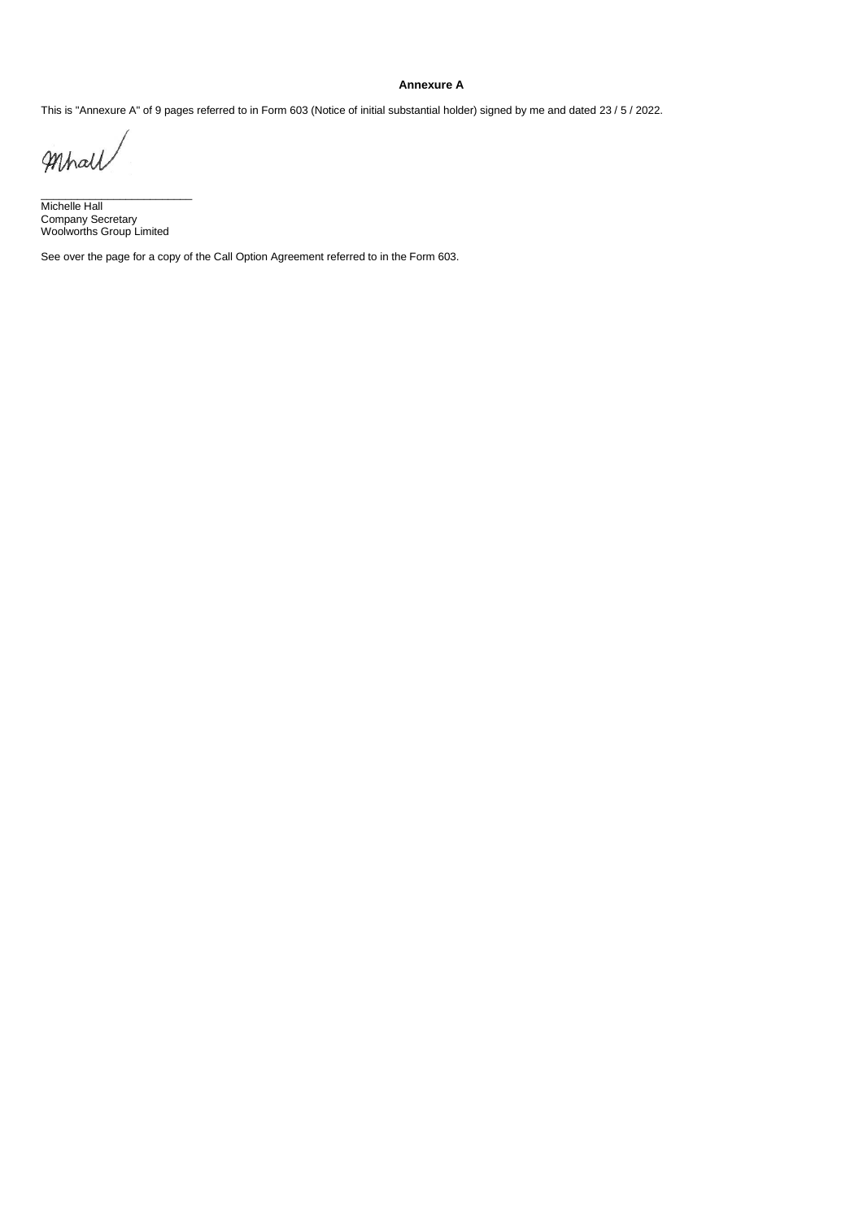**Annexure A**

This is "Annexure A" of 9 pages referred to in Form 603 (Notice of initial substantial holder) signed by me and dated 23 / 5 / 2022.

MHall

_________________________

Michelle Hall
Company Secretary
Woolworths Group Limited

See over the page for a copy of the Call Option Agreement referred to in the Form 603.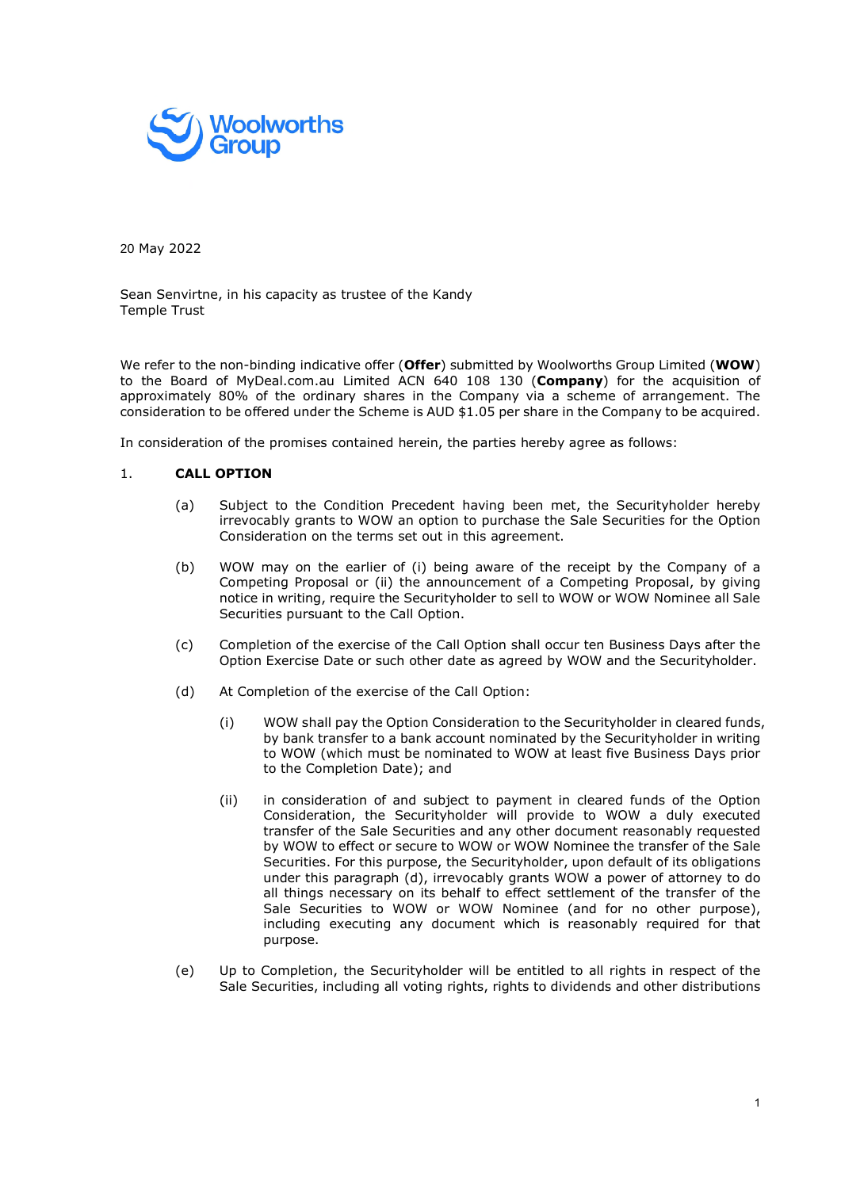Woolworths Group

20 May 2022

Sean Senvirtne, in his capacity as trustee of the Kandy Temple Trust

We refer to the non-binding indicative offer (**Offer**) submitted by Woolworths Group Limited (**WOW**) to the Board of MyDeal.com.au Limited ACN 640 108 130 (**Company**) for the acquisition of approximately 80% of the ordinary shares in the Company via a scheme of arrangement. The consideration to be offered under the Scheme is AUD $1.05 per share in the Company to be acquired.

In consideration of the promises contained herein, the parties hereby agree as follows:

1. **CALL OPTION**

   (a) Subject to the Condition Precedent having been met, the Securityholder hereby irrevocably grants to WOW an option to purchase the Sale Securities for the Option Consideration on the terms set out in this agreement.

   (b) WOW may on the earlier of (i) being aware of the receipt by the Company of a Competing Proposal or (ii) the announcement of a Competing Proposal, by giving notice in writing, require the Securityholder to sell to WOW or WOW Nominee all Sale Securities pursuant to the Call Option.

   (c) Completion of the exercise of the Call Option shall occur ten Business Days after the Option Exercise Date or such other date as agreed by WOW and the Securityholder.

   (d) At Completion of the exercise of the Call Option:

      (i) WOW shall pay the Option Consideration to the Securityholder in cleared funds, by bank transfer to a bank account nominated by the Securityholder in writing to WOW (which must be nominated to WOW at least five Business Days prior to the Completion Date); and

      (ii) in consideration of and subject to payment in cleared funds of the Option Consideration, the Securityholder will provide to WOW a duly executed transfer of the Sale Securities and any other document reasonably requested by WOW to effect or secure to WOW or WOW Nominee the transfer of the Sale Securities. For this purpose, the Securityholder, upon default of its obligations under this paragraph (d), irrevocably grants WOW a power of attorney to do all things necessary on its behalf to effect settlement of the transfer of the Sale Securities to WOW or WOW Nominee (and for no other purpose), including executing any document which is reasonably required for that purpose.

   (e) Up to Completion, the Securityholder will be entitled to all rights in respect of the Sale Securities, including all voting rights, rights to dividends and other distributions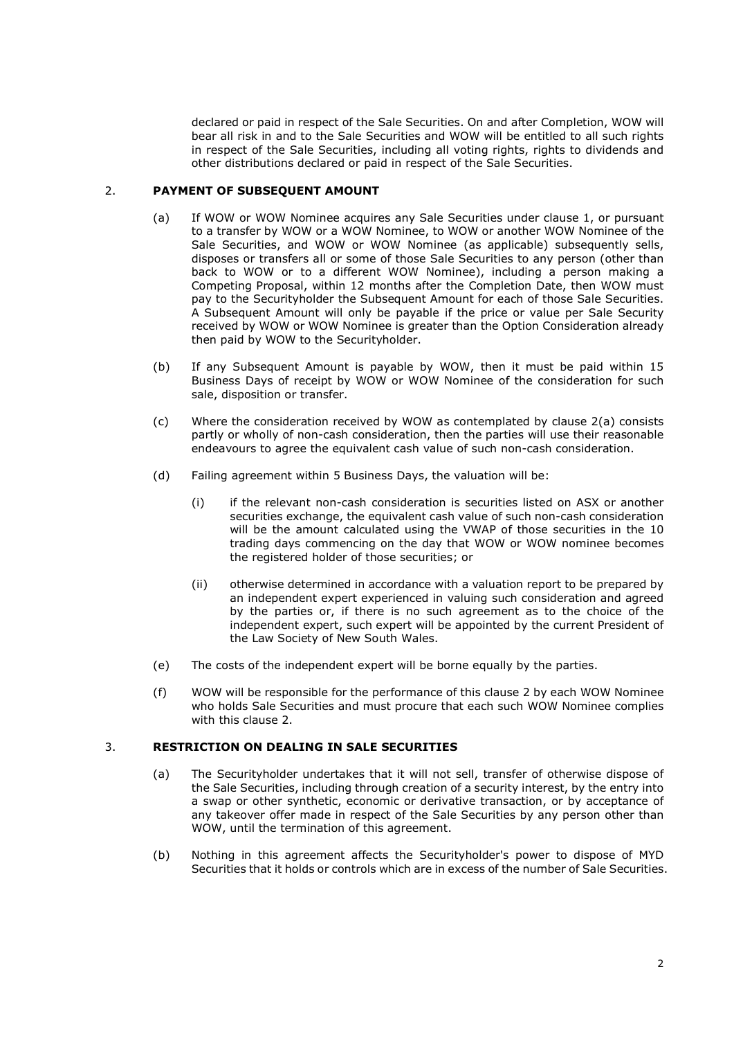declared or paid in respect of the Sale Securities. On and after Completion, WOW will bear all risk in and to the Sale Securities and WOW will be entitled to all such rights in respect of the Sale Securities, including all voting rights, rights to dividends and other distributions declared or paid in respect of the Sale Securities.

## 2. PAYMENT OF SUBSEQUENT AMOUNT

(a) If WOW or WOW Nominee acquires any Sale Securities under clause 1, or pursuant to a transfer by WOW or a WOW Nominee, to WOW or another WOW Nominee of the Sale Securities, and WOW or WOW Nominee (as applicable) subsequently sells, disposes or transfers all or some of those Sale Securities to any person (other than back to WOW or to a different WOW Nominee), including a person making a Competing Proposal, within 12 months after the Completion Date, then WOW must pay to the Securityholder the Subsequent Amount for each of those Sale Securities. A Subsequent Amount will only be payable if the price or value per Sale Security received by WOW or WOW Nominee is greater than the Option Consideration already then paid by WOW to the Securityholder.

(b) If any Subsequent Amount is payable by WOW, then it must be paid within 15 Business Days of receipt by WOW or WOW Nominee of the consideration for such sale, disposition or transfer.

(c) Where the consideration received by WOW as contemplated by clause 2(a) consists partly or wholly of non-cash consideration, then the parties will use their reasonable endeavours to agree the equivalent cash value of such non-cash consideration.

(d) Failing agreement within 5 Business Days, the valuation will be:

  (i) if the relevant non-cash consideration is securities listed on ASX or another securities exchange, the equivalent cash value of such non-cash consideration will be the amount calculated using the VWAP of those securities in the 10 trading days commencing on the day that WOW or WOW nominee becomes the registered holder of those securities; or

  (ii) otherwise determined in accordance with a valuation report to be prepared by an independent expert experienced in valuing such consideration and agreed by the parties or, if there is no such agreement as to the choice of the independent expert, such expert will be appointed by the current President of the Law Society of New South Wales.

(e) The costs of the independent expert will be borne equally by the parties.

(f) WOW will be responsible for the performance of this clause 2 by each WOW Nominee who holds Sale Securities and must procure that each such WOW Nominee complies with this clause 2.

## 3. RESTRICTION ON DEALING IN SALE SECURITIES

(a) The Securityholder undertakes that it will not sell, transfer of otherwise dispose of the Sale Securities, including through creation of a security interest, by the entry into a swap or other synthetic, economic or derivative transaction, or by acceptance of any takeover offer made in respect of the Sale Securities by any person other than WOW, until the termination of this agreement.

(b) Nothing in this agreement affects the Securityholder's power to dispose of MYD Securities that it holds or controls which are in excess of the number of Sale Securities.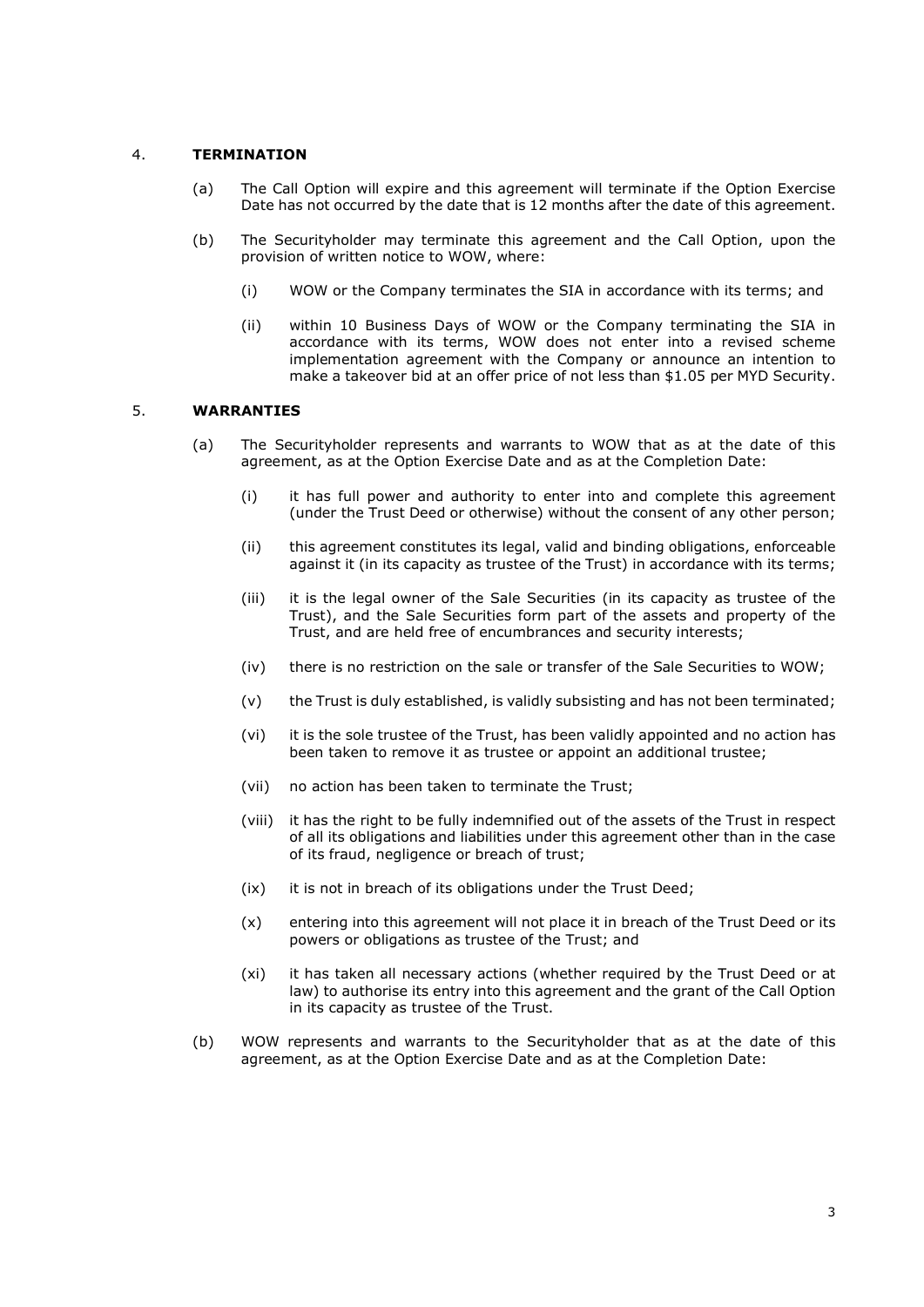## 4. TERMINATION

(a) The Call Option will expire and this agreement will terminate if the Option Exercise Date has not occurred by the date that is 12 months after the date of this agreement.

(b) The Securityholder may terminate this agreement and the Call Option, upon the provision of written notice to WOW, where:

   (i) WOW or the Company terminates the SIA in accordance with its terms; and

   (ii) within 10 Business Days of WOW or the Company terminating the SIA in accordance with its terms, WOW does not enter into a revised scheme implementation agreement with the Company or announce an intention to make a takeover bid at an offer price of not less than $1.05 per MYD Security.

## 5. WARRANTIES

(a) The Securityholder represents and warrants to WOW that as at the date of this agreement, as at the Option Exercise Date and as at the Completion Date:

   (i) it has full power and authority to enter into and complete this agreement (under the Trust Deed or otherwise) without the consent of any other person;

   (ii) this agreement constitutes its legal, valid and binding obligations, enforceable against it (in its capacity as trustee of the Trust) in accordance with its terms;

   (iii) it is the legal owner of the Sale Securities (in its capacity as trustee of the Trust), and the Sale Securities form part of the assets and property of the Trust, and are held free of encumbrances and security interests;

   (iv) there is no restriction on the sale or transfer of the Sale Securities to WOW;

   (v) the Trust is duly established, is validly subsisting and has not been terminated;

   (vi) it is the sole trustee of the Trust, has been validly appointed and no action has been taken to remove it as trustee or appoint an additional trustee;

   (vii) no action has been taken to terminate the Trust;

   (viii) it has the right to be fully indemnified out of the assets of the Trust in respect of all its obligations and liabilities under this agreement other than in the case of its fraud, negligence or breach of trust;

   (ix) it is not in breach of its obligations under the Trust Deed;

   (x) entering into this agreement will not place it in breach of the Trust Deed or its powers or obligations as trustee of the Trust; and

   (xi) it has taken all necessary actions (whether required by the Trust Deed or at law) to authorise its entry into this agreement and the grant of the Call Option in its capacity as trustee of the Trust.

(b) WOW represents and warrants to the Securityholder that as at the date of this agreement, as at the Option Exercise Date and as at the Completion Date: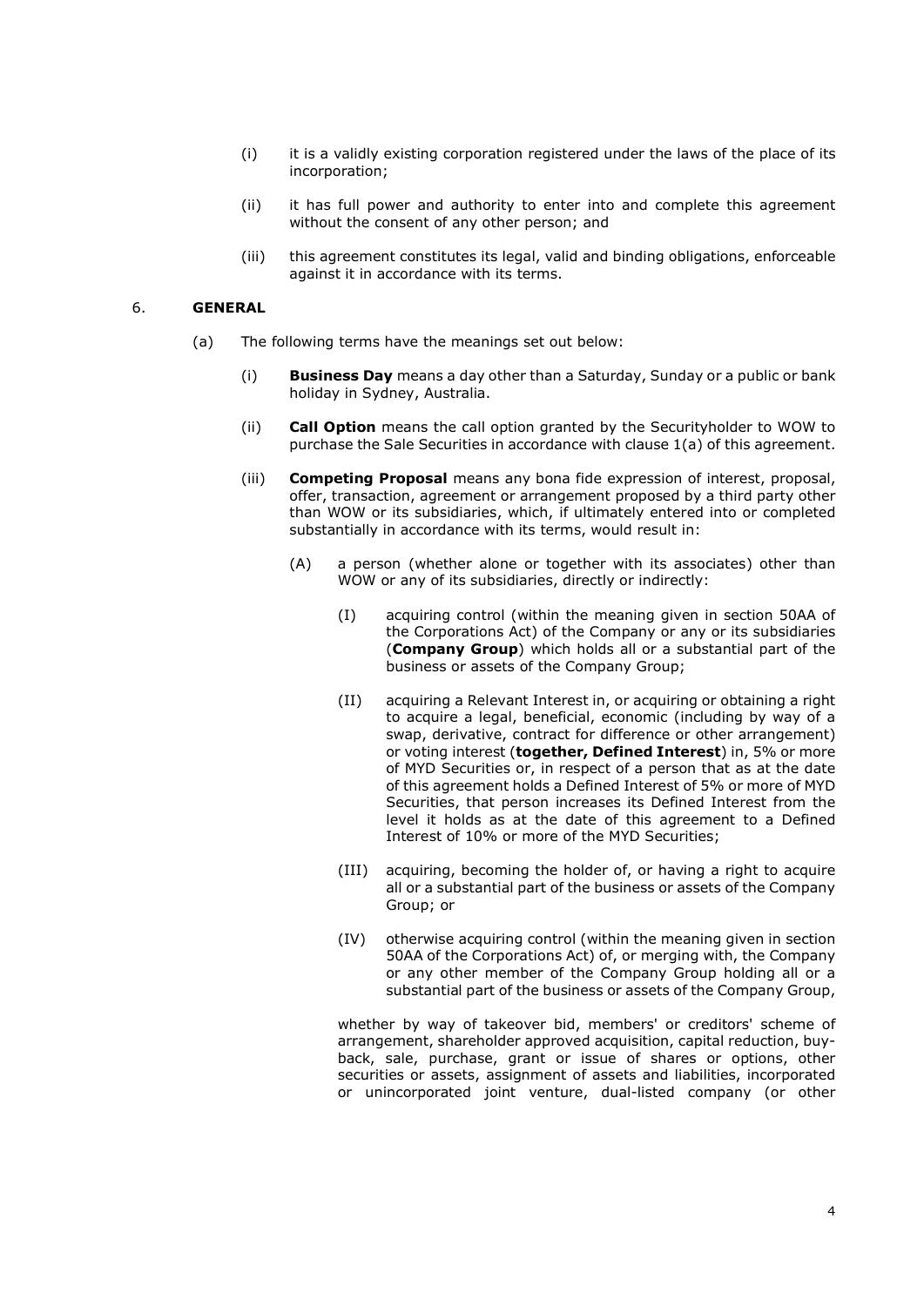(i) it is a validly existing corporation registered under the laws of the place of its incorporation;

(ii) it has full power and authority to enter into and complete this agreement without the consent of any other person; and

(iii) this agreement constitutes its legal, valid and binding obligations, enforceable against it in accordance with its terms.

## 6. GENERAL

(a) The following terms have the meanings set out below:

(i) **Business Day** means a day other than a Saturday, Sunday or a public or bank holiday in Sydney, Australia.

(ii) **Call Option** means the call option granted by the Securityholder to WOW to purchase the Sale Securities in accordance with clause 1(a) of this agreement.

(iii) **Competing Proposal** means any bona fide expression of interest, proposal, offer, transaction, agreement or arrangement proposed by a third party other than WOW or its subsidiaries, which, if ultimately entered into or completed substantially in accordance with its terms, would result in:

(A) a person (whether alone or together with its associates) other than WOW or any of its subsidiaries, directly or indirectly:

(I) acquiring control (within the meaning given in section 50AA of the Corporations Act) of the Company or any or its subsidiaries (**Company Group**) which holds all or a substantial part of the business or assets of the Company Group;

(II) acquiring a Relevant Interest in, or acquiring or obtaining a right to acquire a legal, beneficial, economic (including by way of a swap, derivative, contract for difference or other arrangement) or voting interest (**together, Defined Interest**) in, 5% or more of MYD Securities or, in respect of a person that as at the date of this agreement holds a Defined Interest of 5% or more of MYD Securities, that person increases its Defined Interest from the level it holds as at the date of this agreement to a Defined Interest of 10% or more of the MYD Securities;

(III) acquiring, becoming the holder of, or having a right to acquire all or a substantial part of the business or assets of the Company Group; or

(IV) otherwise acquiring control (within the meaning given in section 50AA of the Corporations Act) of, or merging with, the Company or any other member of the Company Group holding all or a substantial part of the business or assets of the Company Group,

whether by way of takeover bid, members' or creditors' scheme of arrangement, shareholder approved acquisition, capital reduction, buy-back, sale, purchase, grant or issue of shares or options, other securities or assets, assignment of assets and liabilities, incorporated or unincorporated joint venture, dual-listed company (or other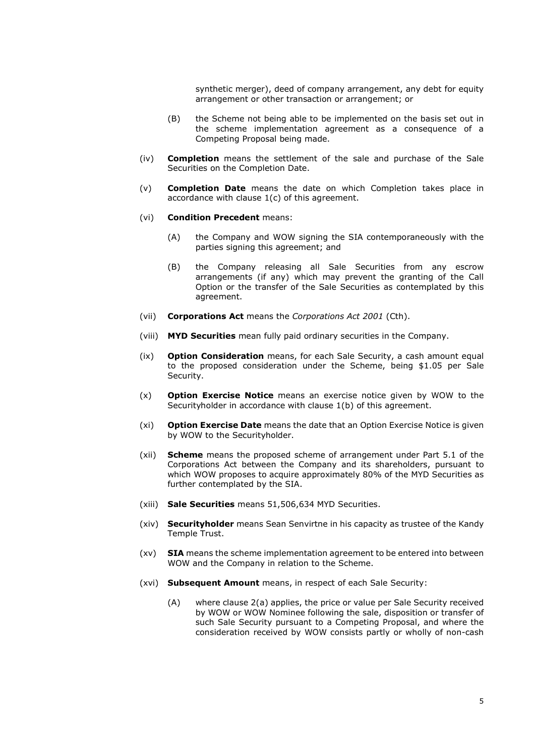synthetic merger), deed of company arrangement, any debt for equity arrangement or other transaction or arrangement; or

(B) the Scheme not being able to be implemented on the basis set out in the scheme implementation agreement as a consequence of a Competing Proposal being made.

(iv) **Completion** means the settlement of the sale and purchase of the Sale Securities on the Completion Date.

(v) **Completion Date** means the date on which Completion takes place in accordance with clause 1(c) of this agreement.

(vi) **Condition Precedent** means:

(A) the Company and WOW signing the SIA contemporaneously with the parties signing this agreement; and

(B) the Company releasing all Sale Securities from any escrow arrangements (if any) which may prevent the granting of the Call Option or the transfer of the Sale Securities as contemplated by this agreement.

(vii) **Corporations Act** means the *Corporations Act 2001* (Cth).

(viii) **MYD Securities** mean fully paid ordinary securities in the Company.

(ix) **Option Consideration** means, for each Sale Security, a cash amount equal to the proposed consideration under the Scheme, being $1.05 per Sale Security.

(x) **Option Exercise Notice** means an exercise notice given by WOW to the Securityholder in accordance with clause 1(b) of this agreement.

(xi) **Option Exercise Date** means the date that an Option Exercise Notice is given by WOW to the Securityholder.

(xii) **Scheme** means the proposed scheme of arrangement under Part 5.1 of the Corporations Act between the Company and its shareholders, pursuant to which WOW proposes to acquire approximately 80% of the MYD Securities as further contemplated by the SIA.

(xiii) **Sale Securities** means 51,506,634 MYD Securities.

(xiv) **Securityholder** means Sean Senvirtne in his capacity as trustee of the Kandy Temple Trust.

(xv) **SIA** means the scheme implementation agreement to be entered into between WOW and the Company in relation to the Scheme.

(xvi) **Subsequent Amount** means, in respect of each Sale Security:

(A) where clause 2(a) applies, the price or value per Sale Security received by WOW or WOW Nominee following the sale, disposition or transfer of such Sale Security pursuant to a Competing Proposal, and where the consideration received by WOW consists partly or wholly of non-cash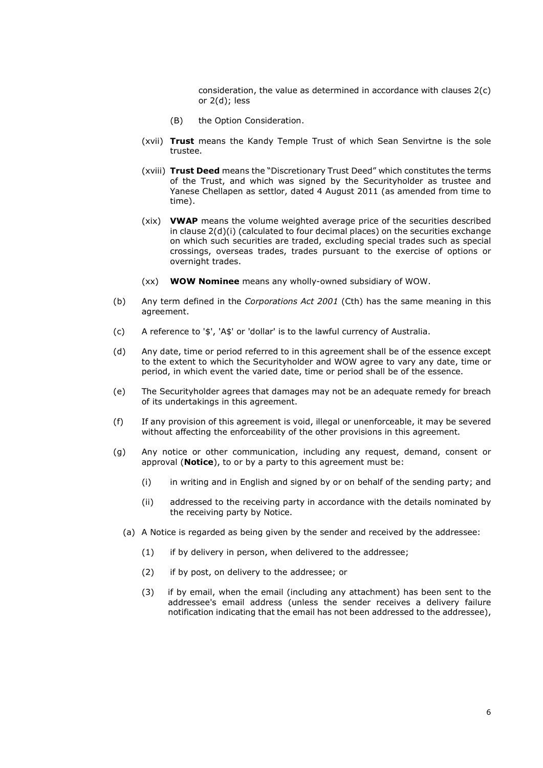consideration, the value as determined in accordance with clauses 2(c) or 2(d); less

(B) the Option Consideration.

(xvii) **Trust** means the Kandy Temple Trust of which Sean Senvirtne is the sole trustee.

(xviii) **Trust Deed** means the "Discretionary Trust Deed" which constitutes the terms of the Trust, and which was signed by the Securityholder as trustee and Yanese Chellapen as settlor, dated 4 August 2011 (as amended from time to time).

(xix) **VWAP** means the volume weighted average price of the securities described in clause 2(d)(i) (calculated to four decimal places) on the securities exchange on which such securities are traded, excluding special trades such as special crossings, overseas trades, trades pursuant to the exercise of options or overnight trades.

(xx) **WOW Nominee** means any wholly-owned subsidiary of WOW.

(b) Any term defined in the *Corporations Act 2001* (Cth) has the same meaning in this agreement.

(c) A reference to '$', 'A$' or 'dollar' is to the lawful currency of Australia.

(d) Any date, time or period referred to in this agreement shall be of the essence except to the extent to which the Securityholder and WOW agree to vary any date, time or period, in which event the varied date, time or period shall be of the essence.

(e) The Securityholder agrees that damages may not be an adequate remedy for breach of its undertakings in this agreement.

(f) If any provision of this agreement is void, illegal or unenforceable, it may be severed without affecting the enforceability of the other provisions in this agreement.

(g) Any notice or other communication, including any request, demand, consent or approval (**Notice**), to or by a party to this agreement must be:

(i) in writing and in English and signed by or on behalf of the sending party; and

(ii) addressed to the receiving party in accordance with the details nominated by the receiving party by Notice.

(a) A Notice is regarded as being given by the sender and received by the addressee:

(1) if by delivery in person, when delivered to the addressee;

(2) if by post, on delivery to the addressee; or

(3) if by email, when the email (including any attachment) has been sent to the addressee's email address (unless the sender receives a delivery failure notification indicating that the email has not been addressed to the addressee),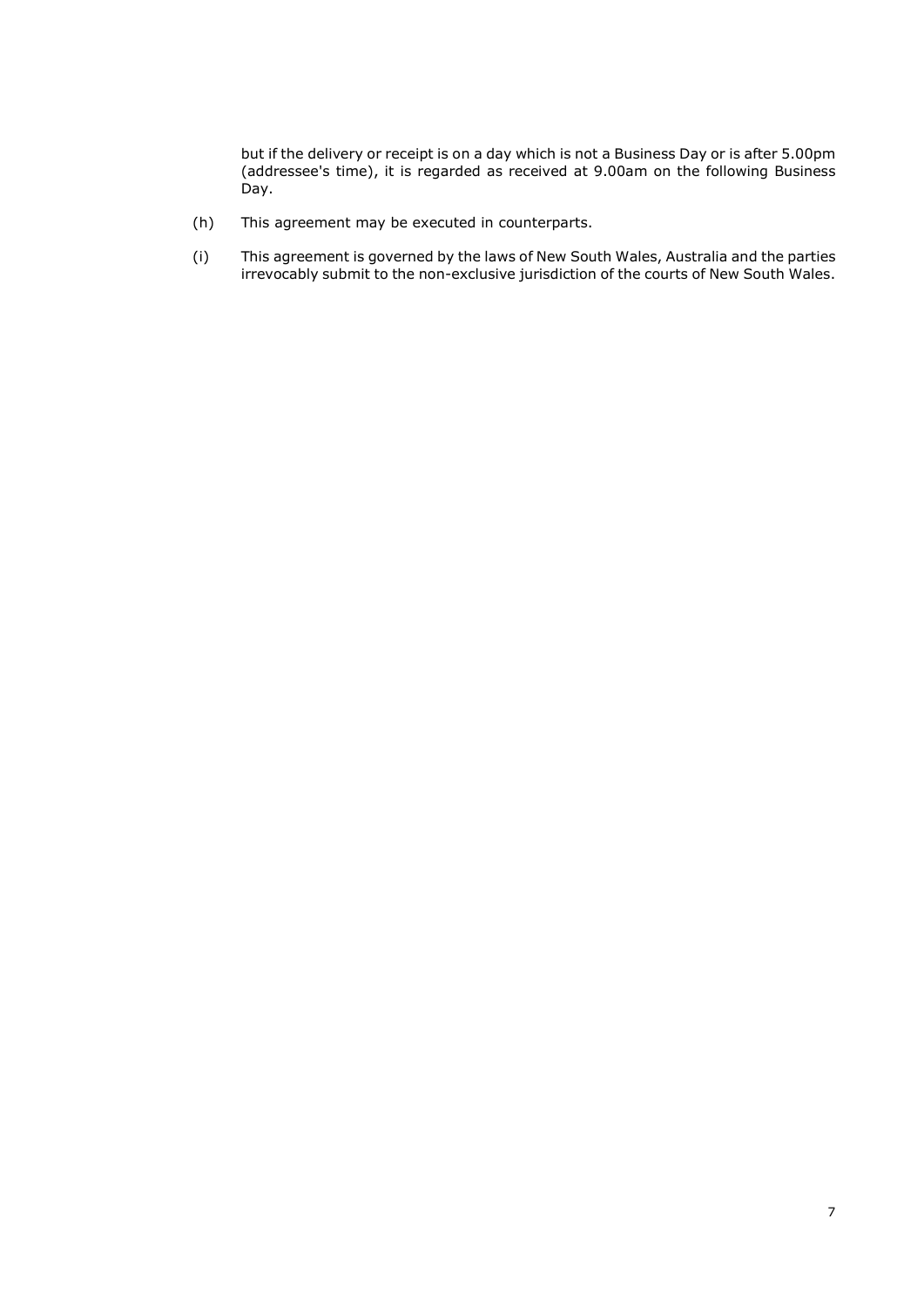but if the delivery or receipt is on a day which is not a Business Day or is after 5.00pm (addressee's time), it is regarded as received at 9.00am on the following Business Day.

(h) This agreement may be executed in counterparts.

(i) This agreement is governed by the laws of New South Wales, Australia and the parties irrevocably submit to the non-exclusive jurisdiction of the courts of New South Wales.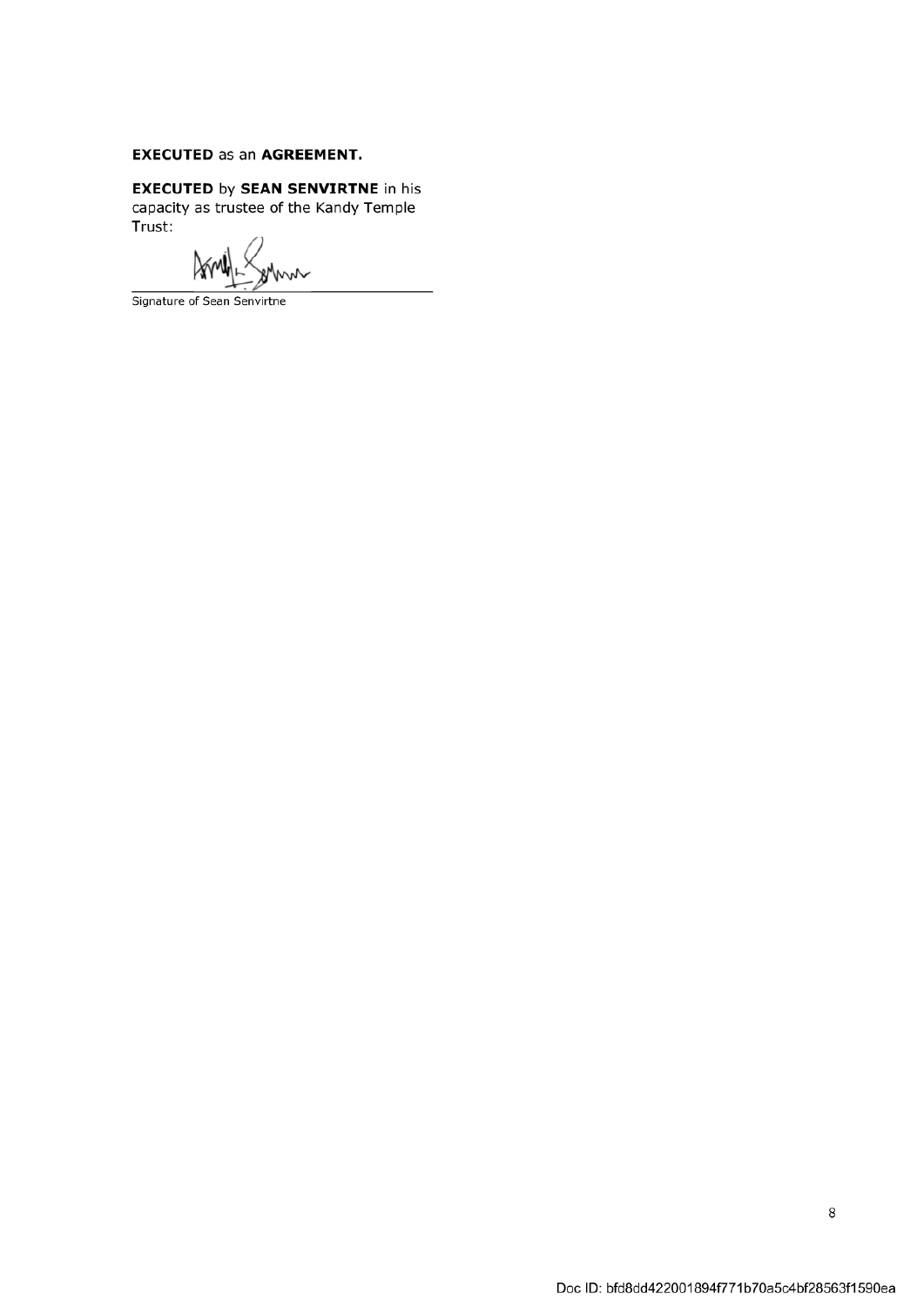**EXECUTED** as an **AGREEMENT.**

**EXECUTED** by **SEAN SENVIRTNE** in his capacity as trustee of the Kandy Temple Trust:

\_\_\_\_\_\_\_\_\_\_\_\_\_\_\_\_\_\_\_\_\_\_\_\_\_\_\_\_\_\_\_\_\_\_\_\_

Signature of Sean Senvirtne

Doc ID: bfd8dd422001894f771b70a5c4bf28563f1590ea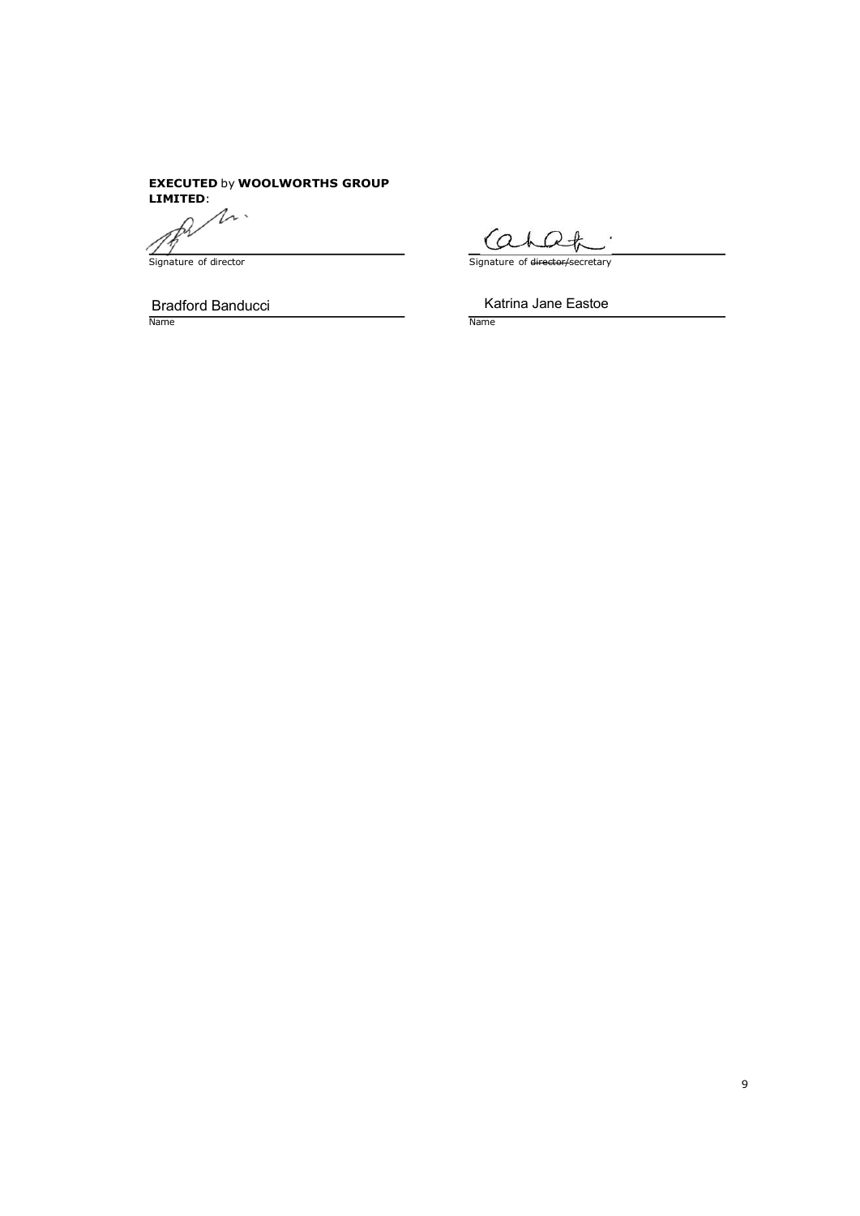**EXECUTED** by **WOOLWORTHS GROUP LIMITED**:

| | |
|---|---|
| Signature of director | Signature of ~~director/~~secretary |
| Bradford Banducci | Katrina Jane Eastoe |
| Name | Name |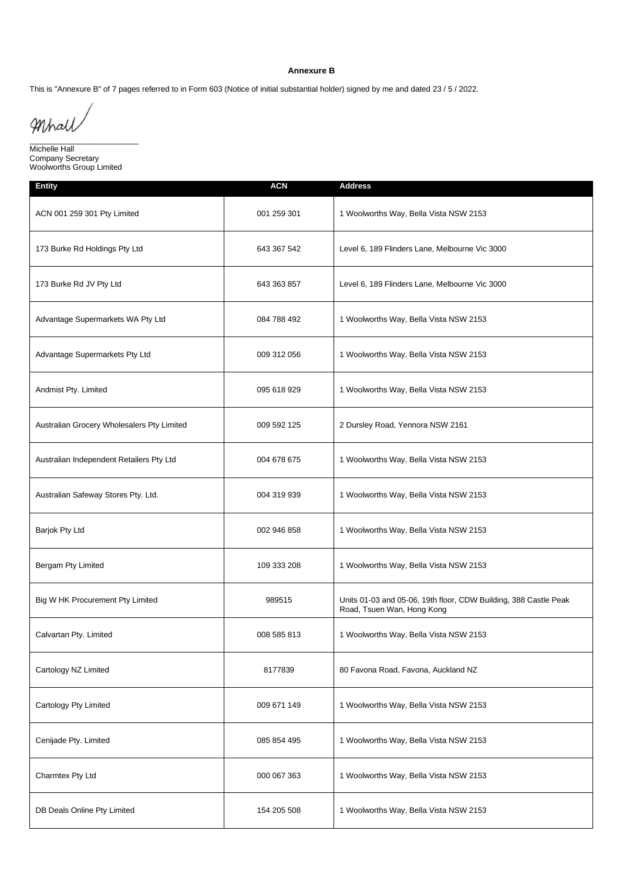**Annexure B**

This is "Annexure B" of 7 pages referred to in Form 603 (Notice of initial substantial holder) signed by me and dated 23 / 5 / 2022.

MHall

Michelle Hall
Company Secretary
Woolworths Group Limited

| Entity | ACN | Address |
|---|---|---|
| ACN 001 259 301 Pty Limited | 001 259 301 | 1 Woolworths Way, Bella Vista NSW 2153 |
| 173 Burke Rd Holdings Pty Ltd | 643 367 542 | Level 6, 189 Flinders Lane, Melbourne Vic 3000 |
| 173 Burke Rd JV Pty Ltd | 643 363 857 | Level 6, 189 Flinders Lane, Melbourne Vic 3000 |
| Advantage Supermarkets WA Pty Ltd | 084 788 492 | 1 Woolworths Way, Bella Vista NSW 2153 |
| Advantage Supermarkets Pty Ltd | 009 312 056 | 1 Woolworths Way, Bella Vista NSW 2153 |
| Andmist Pty. Limited | 095 618 929 | 1 Woolworths Way, Bella Vista NSW 2153 |
| Australian Grocery Wholesalers Pty Limited | 009 592 125 | 2 Dursley Road, Yennora NSW 2161 |
| Australian Independent Retailers Pty Ltd | 004 678 675 | 1 Woolworths Way, Bella Vista NSW 2153 |
| Australian Safeway Stores Pty. Ltd. | 004 319 939 | 1 Woolworths Way, Bella Vista NSW 2153 |
| Barjok Pty Ltd | 002 946 858 | 1 Woolworths Way, Bella Vista NSW 2153 |
| Bergam Pty Limited | 109 333 208 | 1 Woolworths Way, Bella Vista NSW 2153 |
| Big W HK Procurement Pty Limited | 989515 | Units 01-03 and 05-06, 19th floor, CDW Building, 388 Castle Peak Road, Tsuen Wan, Hong Kong |
| Calvartan Pty. Limited | 008 585 813 | 1 Woolworths Way, Bella Vista NSW 2153 |
| Cartology NZ Limited | 8177839 | 80 Favona Road, Favona, Auckland NZ |
| Cartology Pty Limited | 009 671 149 | 1 Woolworths Way, Bella Vista NSW 2153 |
| Cenijade Pty. Limited | 085 854 495 | 1 Woolworths Way, Bella Vista NSW 2153 |
| Charmtex Pty Ltd | 000 067 363 | 1 Woolworths Way, Bella Vista NSW 2153 |
| DB Deals Online Pty Limited | 154 205 508 | 1 Woolworths Way, Bella Vista NSW 2153 |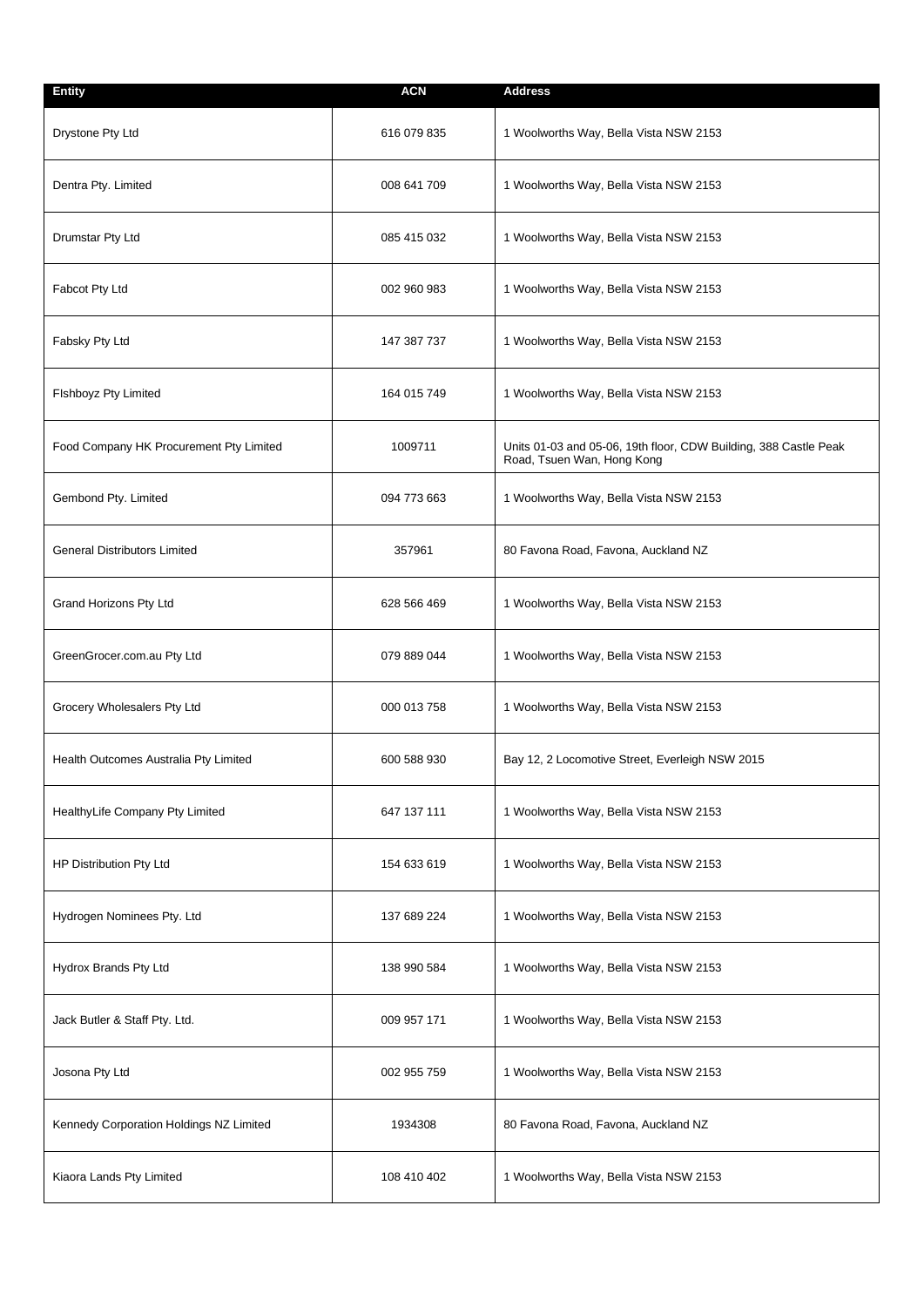| Entity | ACN | Address |
| --- | --- | --- |
| Drystone Pty Ltd | 616 079 835 | 1 Woolworths Way, Bella Vista NSW 2153 |
| Dentra Pty. Limited | 008 641 709 | 1 Woolworths Way, Bella Vista NSW 2153 |
| Drumstar Pty Ltd | 085 415 032 | 1 Woolworths Way, Bella Vista NSW 2153 |
| Fabcot Pty Ltd | 002 960 983 | 1 Woolworths Way, Bella Vista NSW 2153 |
| Fabsky Pty Ltd | 147 387 737 | 1 Woolworths Way, Bella Vista NSW 2153 |
| FIshboyz Pty Limited | 164 015 749 | 1 Woolworths Way, Bella Vista NSW 2153 |
| Food Company HK Procurement Pty Limited | 1009711 | Units 01-03 and 05-06, 19th floor, CDW Building, 388 Castle Peak Road, Tsuen Wan, Hong Kong |
| Gembond Pty. Limited | 094 773 663 | 1 Woolworths Way, Bella Vista NSW 2153 |
| General Distributors Limited | 357961 | 80 Favona Road, Favona, Auckland NZ |
| Grand Horizons Pty Ltd | 628 566 469 | 1 Woolworths Way, Bella Vista NSW 2153 |
| GreenGrocer.com.au Pty Ltd | 079 889 044 | 1 Woolworths Way, Bella Vista NSW 2153 |
| Grocery Wholesalers Pty Ltd | 000 013 758 | 1 Woolworths Way, Bella Vista NSW 2153 |
| Health Outcomes Australia Pty Limited | 600 588 930 | Bay 12, 2 Locomotive Street, Everleigh NSW 2015 |
| HealthyLife Company Pty Limited | 647 137 111 | 1 Woolworths Way, Bella Vista NSW 2153 |
| HP Distribution Pty Ltd | 154 633 619 | 1 Woolworths Way, Bella Vista NSW 2153 |
| Hydrogen Nominees Pty. Ltd | 137 689 224 | 1 Woolworths Way, Bella Vista NSW 2153 |
| Hydrox Brands Pty Ltd | 138 990 584 | 1 Woolworths Way, Bella Vista NSW 2153 |
| Jack Butler & Staff Pty. Ltd. | 009 957 171 | 1 Woolworths Way, Bella Vista NSW 2153 |
| Josona Pty Ltd | 002 955 759 | 1 Woolworths Way, Bella Vista NSW 2153 |
| Kennedy Corporation Holdings NZ Limited | 1934308 | 80 Favona Road, Favona, Auckland NZ |
| Kiaora Lands Pty Limited | 108 410 402 | 1 Woolworths Way, Bella Vista NSW 2153 |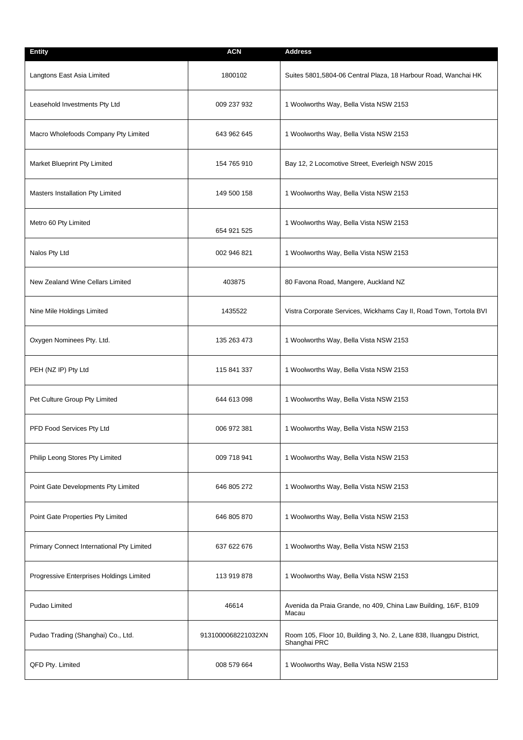| Entity | ACN | Address |
|---|---|---|
| Langtons East Asia Limited | 1800102 | Suites 5801,5804-06 Central Plaza, 18 Harbour Road, Wanchai HK |
| Leasehold Investments Pty Ltd | 009 237 932 | 1 Woolworths Way, Bella Vista NSW 2153 |
| Macro Wholefoods Company Pty Limited | 643 962 645 | 1 Woolworths Way, Bella Vista NSW 2153 |
| Market Blueprint Pty Limited | 154 765 910 | Bay 12, 2 Locomotive Street, Everleigh NSW 2015 |
| Masters Installation Pty Limited | 149 500 158 | 1 Woolworths Way, Bella Vista NSW 2153 |
| Metro 60 Pty Limited | 654 921 525 | 1 Woolworths Way, Bella Vista NSW 2153 |
| Nalos Pty Ltd | 002 946 821 | 1 Woolworths Way, Bella Vista NSW 2153 |
| New Zealand Wine Cellars Limited | 403875 | 80 Favona Road, Mangere, Auckland NZ |
| Nine Mile Holdings Limited | 1435522 | Vistra Corporate Services, Wickhams Cay II, Road Town, Tortola BVI |
| Oxygen Nominees Pty. Ltd. | 135 263 473 | 1 Woolworths Way, Bella Vista NSW 2153 |
| PEH (NZ IP) Pty Ltd | 115 841 337 | 1 Woolworths Way, Bella Vista NSW 2153 |
| Pet Culture Group Pty Limited | 644 613 098 | 1 Woolworths Way, Bella Vista NSW 2153 |
| PFD Food Services Pty Ltd | 006 972 381 | 1 Woolworths Way, Bella Vista NSW 2153 |
| Philip Leong Stores Pty Limited | 009 718 941 | 1 Woolworths Way, Bella Vista NSW 2153 |
| Point Gate Developments Pty Limited | 646 805 272 | 1 Woolworths Way, Bella Vista NSW 2153 |
| Point Gate Properties Pty Limited | 646 805 870 | 1 Woolworths Way, Bella Vista NSW 2153 |
| Primary Connect International Pty Limited | 637 622 676 | 1 Woolworths Way, Bella Vista NSW 2153 |
| Progressive Enterprises Holdings Limited | 113 919 878 | 1 Woolworths Way, Bella Vista NSW 2153 |
| Pudao Limited | 46614 | Avenida da Praia Grande, no 409, China Law Building, 16/F, B109 Macau |
| Pudao Trading (Shanghai) Co., Ltd. | 9131000068221032XN | Room 105, Floor 10, Building 3, No. 2, Lane 838, Iluangpu District, Shanghai PRC |
| QFD Pty. Limited | 008 579 664 | 1 Woolworths Way, Bella Vista NSW 2153 |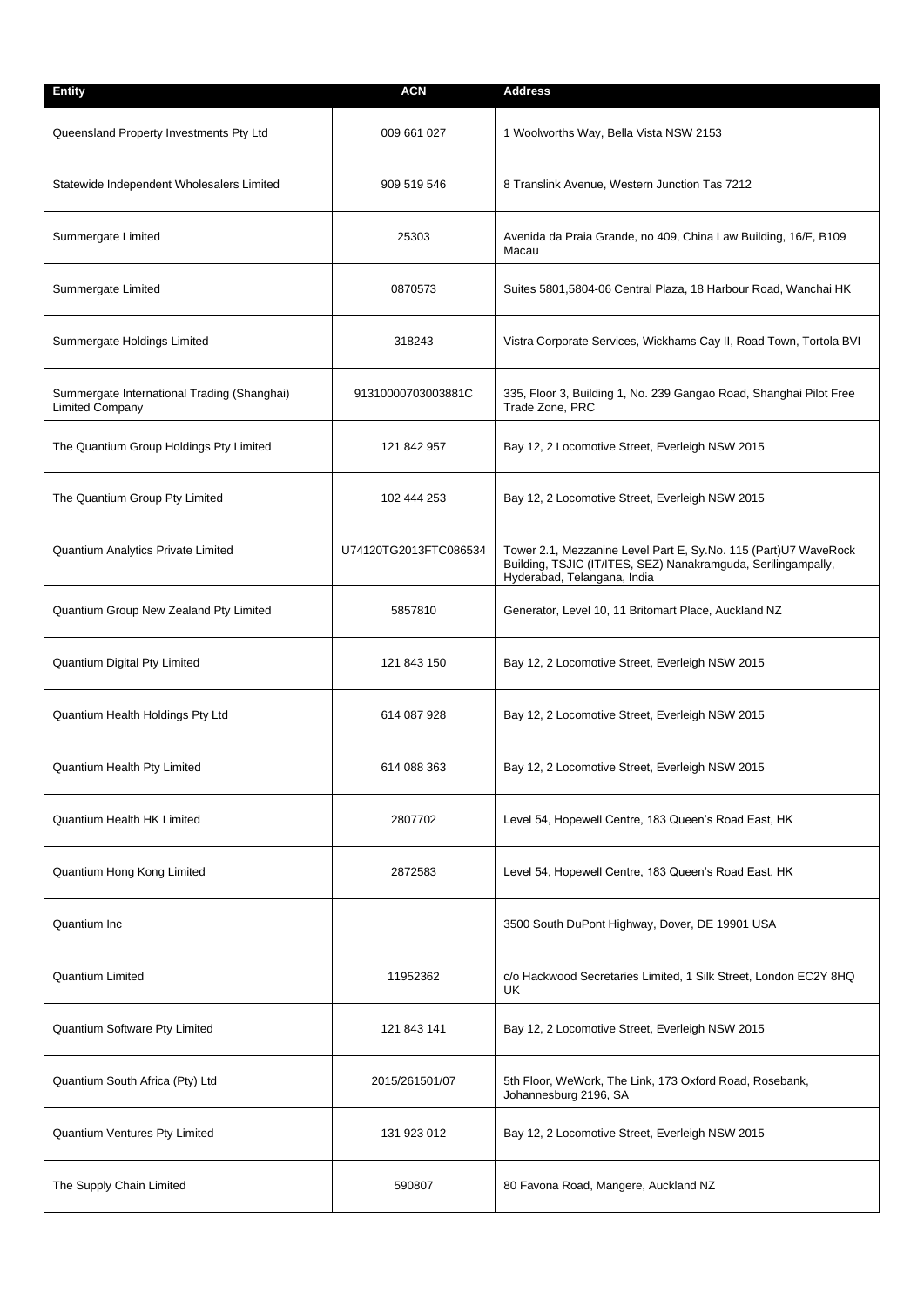| Entity | ACN | Address |
|---|---|---|
| Queensland Property Investments Pty Ltd | 009 661 027 | 1 Woolworths Way, Bella Vista NSW 2153 |
| Statewide Independent Wholesalers Limited | 909 519 546 | 8 Translink Avenue, Western Junction Tas 7212 |
| Summergate Limited | 25303 | Avenida da Praia Grande, no 409, China Law Building, 16/F, B109 Macau |
| Summergate Limited | 0870573 | Suites 5801,5804-06 Central Plaza, 18 Harbour Road, Wanchai HK |
| Summergate Holdings Limited | 318243 | Vistra Corporate Services, Wickhams Cay II, Road Town, Tortola BVI |
| Summergate International Trading (Shanghai) Limited Company | 91310000703003881C | 335, Floor 3, Building 1, No. 239 Gangao Road, Shanghai Pilot Free Trade Zone, PRC |
| The Quantium Group Holdings Pty Limited | 121 842 957 | Bay 12, 2 Locomotive Street, Everleigh NSW 2015 |
| The Quantium Group Pty Limited | 102 444 253 | Bay 12, 2 Locomotive Street, Everleigh NSW 2015 |
| Quantium Analytics Private Limited | U74120TG2013FTC086534 | Tower 2.1, Mezzanine Level Part E, Sy.No. 115 (Part)U7 WaveRock Building, TSJIC (IT/ITES, SEZ) Nanakramguda, Serilingampally, Hyderabad, Telangana, India |
| Quantium Group New Zealand Pty Limited | 5857810 | Generator, Level 10, 11 Britomart Place, Auckland NZ |
| Quantium Digital Pty Limited | 121 843 150 | Bay 12, 2 Locomotive Street, Everleigh NSW 2015 |
| Quantium Health Holdings Pty Ltd | 614 087 928 | Bay 12, 2 Locomotive Street, Everleigh NSW 2015 |
| Quantium Health Pty Limited | 614 088 363 | Bay 12, 2 Locomotive Street, Everleigh NSW 2015 |
| Quantium Health HK Limited | 2807702 | Level 54, Hopewell Centre, 183 Queen's Road East, HK |
| Quantium Hong Kong Limited | 2872583 | Level 54, Hopewell Centre, 183 Queen's Road East, HK |
| Quantium Inc | | 3500 South DuPont Highway, Dover, DE 19901 USA |
| Quantium Limited | 11952362 | c/o Hackwood Secretaries Limited, 1 Silk Street, London EC2Y 8HQ UK |
| Quantium Software Pty Limited | 121 843 141 | Bay 12, 2 Locomotive Street, Everleigh NSW 2015 |
| Quantium South Africa (Pty) Ltd | 2015/261501/07 | 5th Floor, WeWork, The Link, 173 Oxford Road, Rosebank, Johannesburg 2196, SA |
| Quantium Ventures Pty Limited | 131 923 012 | Bay 12, 2 Locomotive Street, Everleigh NSW 2015 |
| The Supply Chain Limited | 590807 | 80 Favona Road, Mangere, Auckland NZ |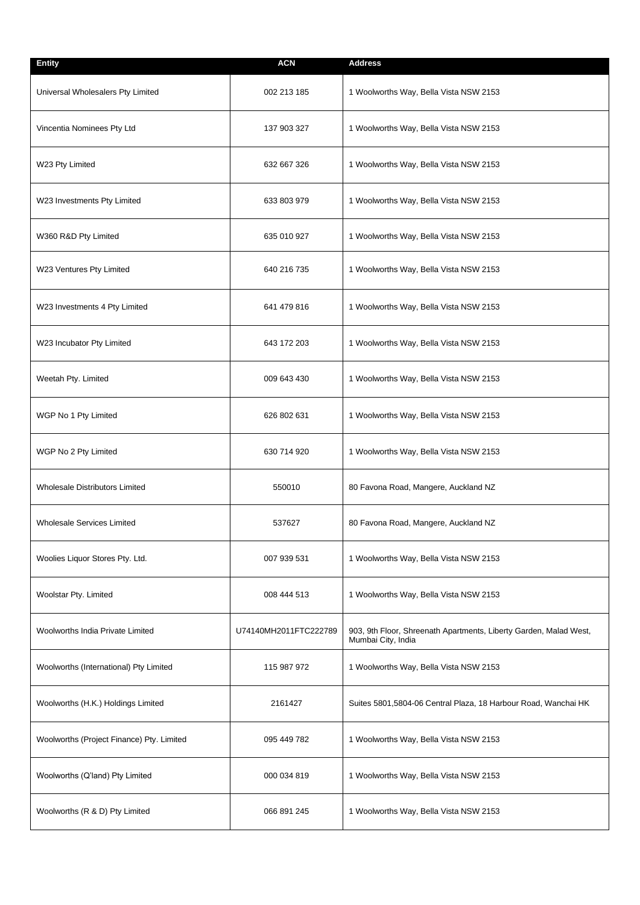| Entity | ACN | Address |
|---|---|---|
| Universal Wholesalers Pty Limited | 002 213 185 | 1 Woolworths Way, Bella Vista NSW 2153 |
| Vincentia Nominees Pty Ltd | 137 903 327 | 1 Woolworths Way, Bella Vista NSW 2153 |
| W23 Pty Limited | 632 667 326 | 1 Woolworths Way, Bella Vista NSW 2153 |
| W23 Investments Pty Limited | 633 803 979 | 1 Woolworths Way, Bella Vista NSW 2153 |
| W360 R&D Pty Limited | 635 010 927 | 1 Woolworths Way, Bella Vista NSW 2153 |
| W23 Ventures Pty Limited | 640 216 735 | 1 Woolworths Way, Bella Vista NSW 2153 |
| W23 Investments 4 Pty Limited | 641 479 816 | 1 Woolworths Way, Bella Vista NSW 2153 |
| W23 Incubator Pty Limited | 643 172 203 | 1 Woolworths Way, Bella Vista NSW 2153 |
| Weetah Pty. Limited | 009 643 430 | 1 Woolworths Way, Bella Vista NSW 2153 |
| WGP No 1 Pty Limited | 626 802 631 | 1 Woolworths Way, Bella Vista NSW 2153 |
| WGP No 2 Pty Limited | 630 714 920 | 1 Woolworths Way, Bella Vista NSW 2153 |
| Wholesale Distributors Limited | 550010 | 80 Favona Road, Mangere, Auckland NZ |
| Wholesale Services Limited | 537627 | 80 Favona Road, Mangere, Auckland NZ |
| Woolies Liquor Stores Pty. Ltd. | 007 939 531 | 1 Woolworths Way, Bella Vista NSW 2153 |
| Woolstar Pty. Limited | 008 444 513 | 1 Woolworths Way, Bella Vista NSW 2153 |
| Woolworths India Private Limited | U74140MH2011FTC222789 | 903, 9th Floor, Shreenath Apartments, Liberty Garden, Malad West, Mumbai City, India |
| Woolworths (International) Pty Limited | 115 987 972 | 1 Woolworths Way, Bella Vista NSW 2153 |
| Woolworths (H.K.) Holdings Limited | 2161427 | Suites 5801,5804-06 Central Plaza, 18 Harbour Road, Wanchai HK |
| Woolworths (Project Finance) Pty. Limited | 095 449 782 | 1 Woolworths Way, Bella Vista NSW 2153 |
| Woolworths (Q'land) Pty Limited | 000 034 819 | 1 Woolworths Way, Bella Vista NSW 2153 |
| Woolworths (R & D) Pty Limited | 066 891 245 | 1 Woolworths Way, Bella Vista NSW 2153 |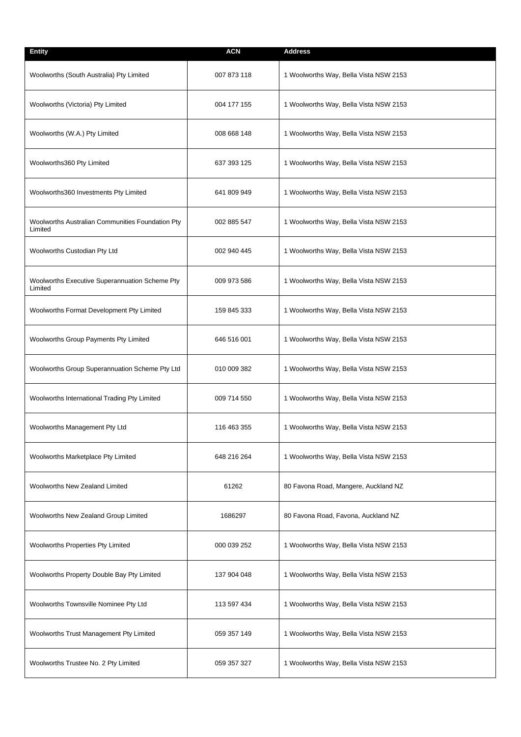| Entity | ACN | Address |
|---|---|---|
| Woolworths (South Australia) Pty Limited | 007 873 118 | 1 Woolworths Way, Bella Vista NSW 2153 |
| Woolworths (Victoria) Pty Limited | 004 177 155 | 1 Woolworths Way, Bella Vista NSW 2153 |
| Woolworths (W.A.) Pty Limited | 008 668 148 | 1 Woolworths Way, Bella Vista NSW 2153 |
| Woolworths360 Pty Limited | 637 393 125 | 1 Woolworths Way, Bella Vista NSW 2153 |
| Woolworths360 Investments Pty Limited | 641 809 949 | 1 Woolworths Way, Bella Vista NSW 2153 |
| Woolworths Australian Communities Foundation Pty Limited | 002 885 547 | 1 Woolworths Way, Bella Vista NSW 2153 |
| Woolworths Custodian Pty Ltd | 002 940 445 | 1 Woolworths Way, Bella Vista NSW 2153 |
| Woolworths Executive Superannuation Scheme Pty Limited | 009 973 586 | 1 Woolworths Way, Bella Vista NSW 2153 |
| Woolworths Format Development Pty Limited | 159 845 333 | 1 Woolworths Way, Bella Vista NSW 2153 |
| Woolworths Group Payments Pty Limited | 646 516 001 | 1 Woolworths Way, Bella Vista NSW 2153 |
| Woolworths Group Superannuation Scheme Pty Ltd | 010 009 382 | 1 Woolworths Way, Bella Vista NSW 2153 |
| Woolworths International Trading Pty Limited | 009 714 550 | 1 Woolworths Way, Bella Vista NSW 2153 |
| Woolworths Management Pty Ltd | 116 463 355 | 1 Woolworths Way, Bella Vista NSW 2153 |
| Woolworths Marketplace Pty Limited | 648 216 264 | 1 Woolworths Way, Bella Vista NSW 2153 |
| Woolworths New Zealand Limited | 61262 | 80 Favona Road, Mangere, Auckland NZ |
| Woolworths New Zealand Group Limited | 1686297 | 80 Favona Road, Favona, Auckland NZ |
| Woolworths Properties Pty Limited | 000 039 252 | 1 Woolworths Way, Bella Vista NSW 2153 |
| Woolworths Property Double Bay Pty Limited | 137 904 048 | 1 Woolworths Way, Bella Vista NSW 2153 |
| Woolworths Townsville Nominee Pty Ltd | 113 597 434 | 1 Woolworths Way, Bella Vista NSW 2153 |
| Woolworths Trust Management Pty Limited | 059 357 149 | 1 Woolworths Way, Bella Vista NSW 2153 |
| Woolworths Trustee No. 2 Pty Limited | 059 357 327 | 1 Woolworths Way, Bella Vista NSW 2153 |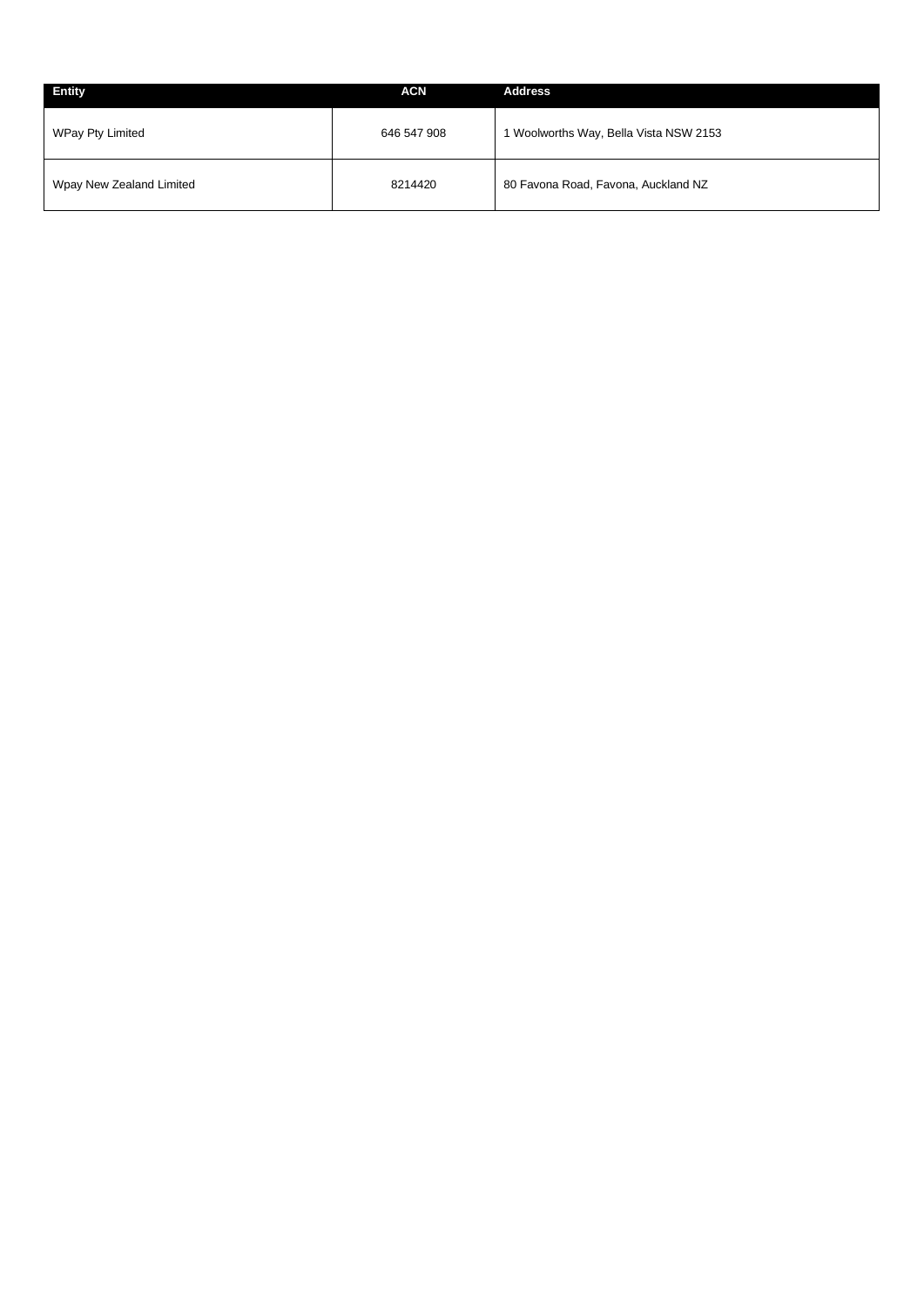| Entity | ACN | Address |
| --- | --- | --- |
| WPay Pty Limited | 646 547 908 | 1 Woolworths Way, Bella Vista NSW 2153 |
| Wpay New Zealand Limited | 8214420 | 80 Favona Road, Favona, Auckland NZ |